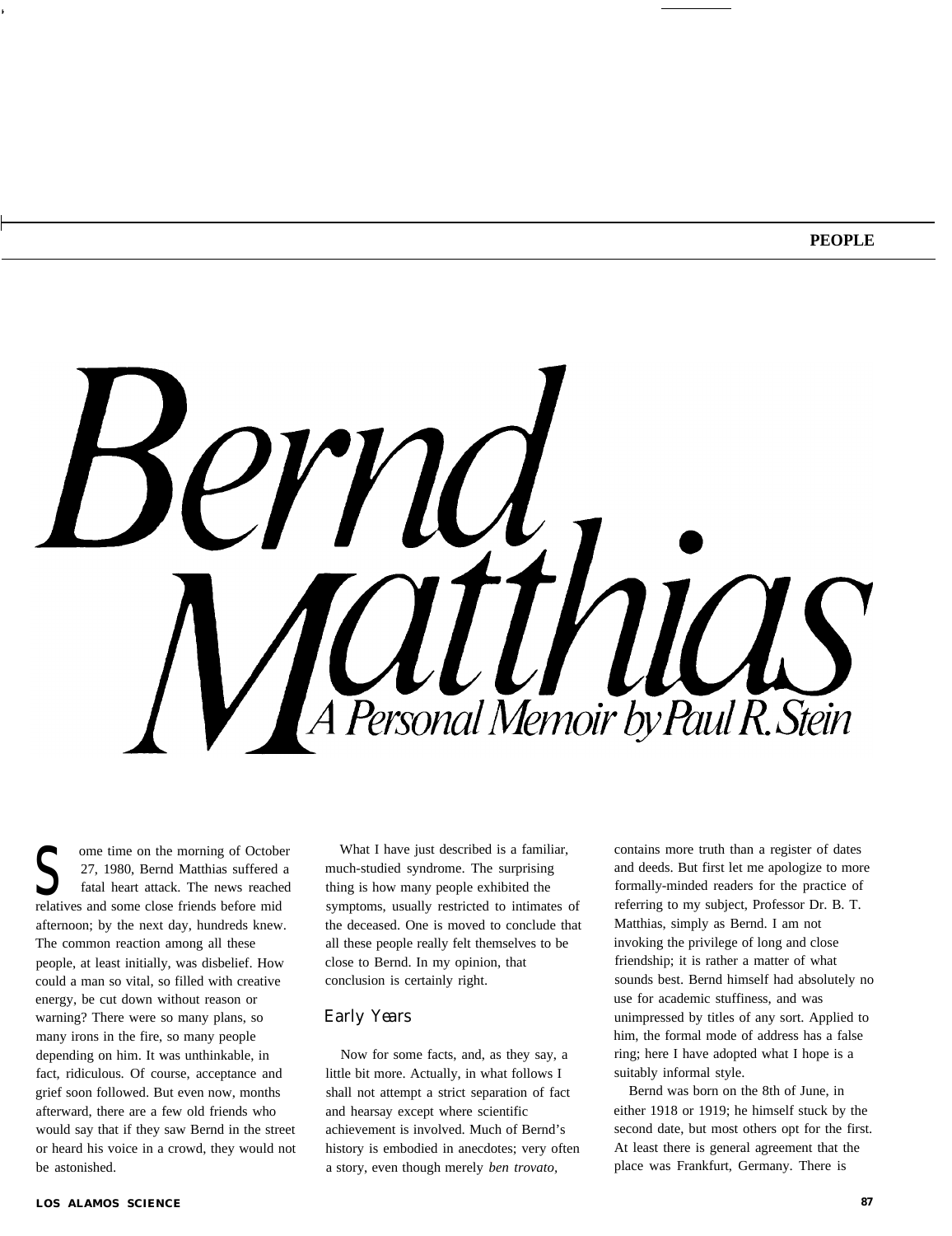# Bernd Matthias

## A Personal Memoir by Paul R. Stein

Some time on the morning of October 27, 1980, Bernd Matthias suffered a fatal heart attack. The news reached relatives and some close friends before mid afternoon; by the next day, hundreds knew. The common reaction among all these people, at least initially, was disbelief. How could a man so vital, so filled with creative energy, be cut down without reason or warning? There were so many plans, so many irons in the fire, so many people depending on him. It was unthinkable, in fact, ridiculous. Of course, acceptance and grief soon followed. But even now, months afterward, there are a few old friends who would say that if they saw Bernd in the street or heard his voice in a crowd, they would not be astonished.

What I have just described is a familiar, much-studied syndrome. The surprising thing is how many people exhibited the symptoms, usually restricted to intimates of the deceased. One is moved to conclude that all these people really felt themselves to be close to Bernd. In my opinion, that conclusion is certainly right.

### Early Years

Now for some facts, and, as they say, a little bit more. Actually, in what follows I shall not attempt a strict separation of fact and hearsay except where scientific achievement is involved. Much of Bernd's history is embodied in anecdotes; very often a story, even though merely *ben trovato*, contains more truth than a register of dates and deeds. But first let me apologize to more formally-minded readers for the practice of referring to my subject, Professor Dr. B. T. Matthias, simply as Bernd. I am not invoking the privilege of long and close friendship; it is rather a matter of what sounds best. Bernd himself had absolutely no use for academic stuffiness, and was unimpressed by titles of any sort. Applied to him, the formal mode of address has a false ring; here I have adopted what I hope is a suitably informal style.

Bernd was born on the 8th of June, in either 1918 or 1919; he himself stuck by the second date, but most others opt for the first. At least there is general agreement that the place was Frankfurt, Germany. There is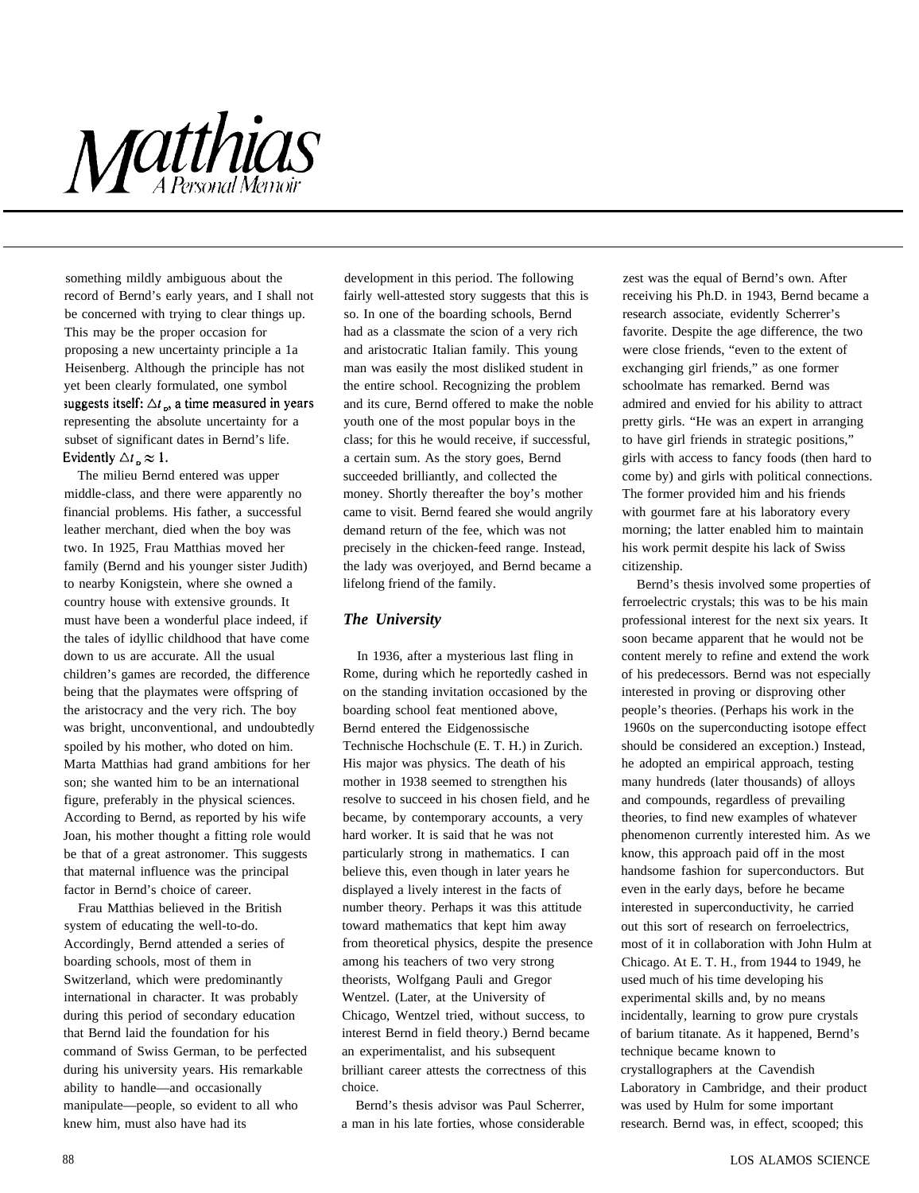# Matthias

## A Personal Memoir

something mildly ambiguous about the record of Bernd's early years, and I shall not be concerned with trying to clear things up. This may be the proper occasion for proposing a new uncertainty principle a 1a Heisenberg. Although the principle has not yet been clearly formulated, one symbol suggests itself: $\Delta t_B$, a time measured in years representing the absolute uncertainty for a subset of significant dates in Bernd's life. Evidently $\Delta t_B \approx 1$.

The milieu Bernd entered was upper middle-class, and there were apparently no financial problems. His father, a successful leather merchant, died when the boy was two. In 1925, Frau Matthias moved her family (Bernd and his younger sister Judith) to nearby Konigstein, where she owned a country house with extensive grounds. It must have been a wonderful place indeed, if the tales of idyllic childhood that have come down to us are accurate. All the usual children's games are recorded, the difference being that the playmates were offspring of the aristocracy and the very rich. The boy was bright, unconventional, and undoubtedly spoiled by his mother, who doted on him. Marta Matthias had grand ambitions for her son; she wanted him to be an international figure, preferably in the physical sciences. According to Bernd, as reported by his wife Joan, his mother thought a fitting role would be that of a great astronomer. This suggests that maternal influence was the principal factor in Bernd's choice of career.

Frau Matthias believed in the British system of educating the well-to-do. Accordingly, Bernd attended a series of boarding schools, most of them in Switzerland, which were predominantly international in character. It was probably during this period of secondary education that Bernd laid the foundation for his command of Swiss German, to be perfected during his university years. His remarkable ability to handle—and occasionally manipulate—people, so evident to all who knew him, must also have had its development in this period. The following fairly well-attested story suggests that this is so. In one of the boarding schools, Bernd had as a classmate the scion of a very rich and aristocratic Italian family. This young man was easily the most disliked student in the entire school. Recognizing the problem and its cure, Bernd offered to make the noble youth one of the most popular boys in the class; for this he would receive, if successful, a certain sum. As the story goes, Bernd succeeded brilliantly, and collected the money. Shortly thereafter the boy's mother came to visit. Bernd feared she would angrily demand return of the fee, which was not precisely in the chicken-feed range. Instead, the lady was overjoyed, and Bernd became a lifelong friend of the family.

### *The University*

In 1936, after a mysterious last fling in Rome, during which he reportedly cashed in on the standing invitation occasioned by the boarding school feat mentioned above, Bernd entered the Eidgenossische Technische Hochschule (E. T. H.) in Zurich. His major was physics. The death of his mother in 1938 seemed to strengthen his resolve to succeed in his chosen field, and he became, by contemporary accounts, a very hard worker. It is said that he was not particularly strong in mathematics. I can believe this, even though in later years he displayed a lively interest in the facts of number theory. Perhaps it was this attitude toward mathematics that kept him away from theoretical physics, despite the presence among his teachers of two very strong theorists, Wolfgang Pauli and Gregor Wentzel. (Later, at the University of Chicago, Wentzel tried, without success, to interest Bernd in field theory.) Bernd became an experimentalist, and his subsequent brilliant career attests the correctness of this choice.

Bernd's thesis advisor was Paul Scherrer, a man in his late forties, whose considerable zest was the equal of Bernd's own. After receiving his Ph.D. in 1943, Bernd became a research associate, evidently Scherrer's favorite. Despite the age difference, the two were close friends, "even to the extent of exchanging girl friends," as one former schoolmate has remarked. Bernd was admired and envied for his ability to attract pretty girls. "He was an expert in arranging to have girl friends in strategic positions," girls with access to fancy foods (then hard to come by) and girls with political connections. The former provided him and his friends with gourmet fare at his laboratory every morning; the latter enabled him to maintain his work permit despite his lack of Swiss citizenship.

Bernd's thesis involved some properties of ferroelectric crystals; this was to be his main professional interest for the next six years. It soon became apparent that he would not be content merely to refine and extend the work of his predecessors. Bernd was not especially interested in proving or disproving other people's theories. (Perhaps his work in the 1960s on the superconducting isotope effect should be considered an exception.) Instead, he adopted an empirical approach, testing many hundreds (later thousands) of alloys and compounds, regardless of prevailing theories, to find new examples of whatever phenomenon currently interested him. As we know, this approach paid off in the most handsome fashion for superconductors. But even in the early days, before he became interested in superconductivity, he carried out this sort of research on ferroelectrics, most of it in collaboration with John Hulm at Chicago. At E. T. H., from 1944 to 1949, he used much of his time developing his experimental skills and, by no means incidentally, learning to grow pure crystals of barium titanate. As it happened, Bernd's technique became known to crystallographers at the Cavendish Laboratory in Cambridge, and their product was used by Hulm for some important research. Bernd was, in effect, scooped; this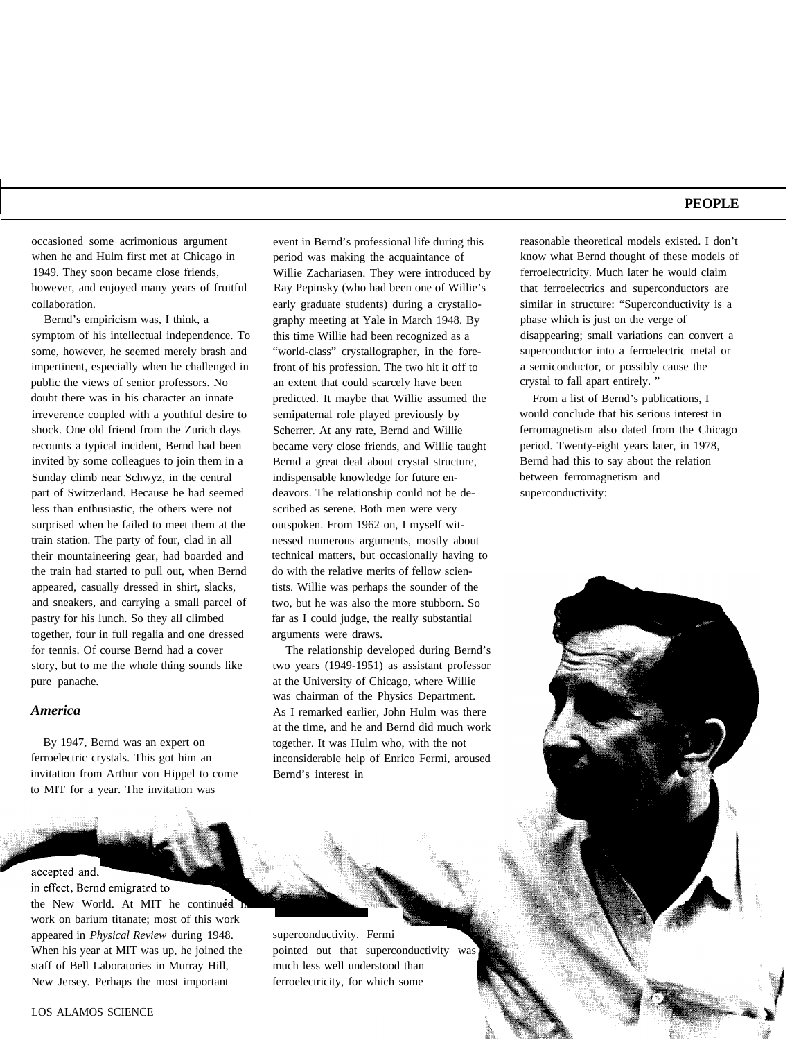occasioned some acrimonious argument when he and Hulm first met at Chicago in 1949. They soon became close friends, however, and enjoyed many years of fruitful collaboration.

Bernd's empiricism was, I think, a symptom of his intellectual independence. To some, however, he seemed merely brash and impertinent, especially when he challenged in public the views of senior professors. No doubt there was in his character an innate irreverence coupled with a youthful desire to shock. One old friend from the Zurich days recounts a typical incident, Bernd had been invited by some colleagues to join them in a Sunday climb near Schwyz, in the central part of Switzerland. Because he had seemed less than enthusiastic, the others were not surprised when he failed to meet them at the train station. The party of four, clad in all their mountaineering gear, had boarded and the train had started to pull out, when Bernd appeared, casually dressed in shirt, slacks, and sneakers, and carrying a small parcel of pastry for his lunch. So they all climbed together, four in full regalia and one dressed for tennis. Of course Bernd had a cover story, but to me the whole thing sounds like pure panache.

### America

By 1947, Bernd was an expert on ferroelectric crystals. This got him an invitation from Arthur von Hippel to come to MIT for a year. The invitation was accepted and, in effect, Bernd emigrated to the New World. At MIT he continued his work on barium titanate; most of this work appeared in *Physical Review* during 1948. When his year at MIT was up, he joined the staff of Bell Laboratories in Murray Hill, New Jersey. Perhaps the most important event in Bernd's professional life during this period was making the acquaintance of Willie Zachariasen. They were introduced by Ray Pepinsky (who had been one of Willie's early graduate students) during a crystallography meeting at Yale in March 1948. By this time Willie had been recognized as a "world-class" crystallographer, in the forefront of his profession. The two hit it off to an extent that could scarcely have been predicted. It maybe that Willie assumed the semipaternal role played previously by Scherrer. At any rate, Bernd and Willie became very close friends, and Willie taught Bernd a great deal about crystal structure, indispensable knowledge for future endeavors. The relationship could not be described as serene. Both men were very outspoken. From 1962 on, I myself witnessed numerous arguments, mostly about technical matters, but occasionally having to do with the relative merits of fellow scientists. Willie was perhaps the sounder of the two, but he was also the more stubborn. So far as I could judge, the really substantial arguments were draws.

The relationship developed during Bernd's two years (1949-1951) as assistant professor at the University of Chicago, where Willie was chairman of the Physics Department. As I remarked earlier, John Hulm was there at the time, and he and Bernd did much work together. It was Hulm who, with the not inconsiderable help of Enrico Fermi, aroused Bernd's interest in superconductivity. Fermi pointed out that superconductivity was much less well understood than ferroelectricity, for which some reasonable theoretical models existed. I don't know what Bernd thought of these models of ferroelectricity. Much later he would claim that ferroelectrics and superconductors are similar in structure: "Superconductivity is a phase which is just on the verge of disappearing; small variations can convert a superconductor into a ferroelectric metal or a semiconductor, or possibly cause the crystal to fall apart entirely."

From a list of Bernd's publications, I would conclude that his serious interest in ferromagnetism also dated from the Chicago period. Twenty-eight years later, in 1978, Bernd had this to say about the relation between ferromagnetism and superconductivity: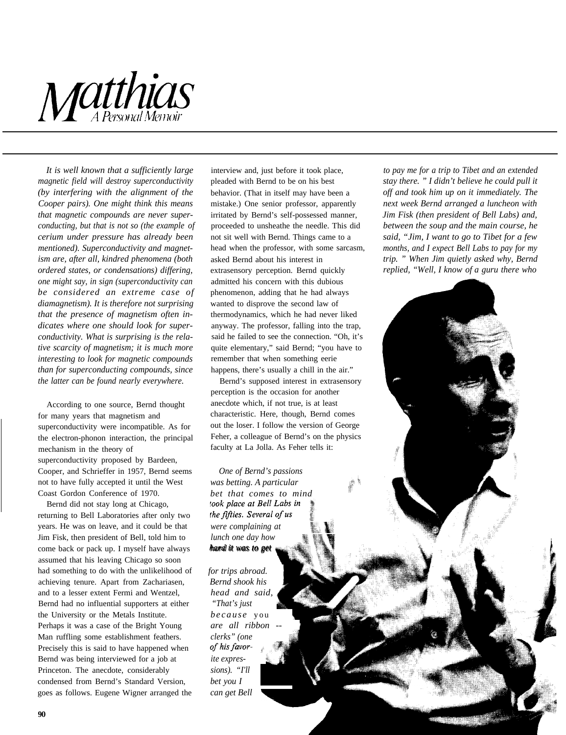# *Matthias*

*A Personal Memoir*

*It is well known that a sufficiently large magnetic field will destroy superconductivity (by interfering with the alignment of the Cooper pairs). One might think this means that magnetic compounds are never superconducting, but that is not so (the example of cerium under pressure has already been mentioned). Superconductivity and magnetism are, after all, kindred phenomena (both ordered states, or condensations) differing, one might say, in sign (superconductivity can be considered an extreme case of diamagnetism). It is therefore not surprising that the presence of magnetism often indicates where one should look for superconductivity. What is surprising is the relative scarcity of magnetism; it is much more interesting to look for magnetic compounds than for superconducting compounds, since the latter can be found nearly everywhere.*

According to one source, Bernd thought for many years that magnetism and superconductivity were incompatible. As for the electron-phonon interaction, the principal mechanism in the theory of superconductivity proposed by Bardeen, Cooper, and Schrieffer in 1957, Bernd seems not to have fully accepted it until the West Coast Gordon Conference of 1970.

Bernd did not stay long at Chicago, returning to Bell Laboratories after only two years. He was on leave, and it could be that Jim Fisk, then president of Bell, told him to come back or pack up. I myself have always assumed that his leaving Chicago so soon had something to do with the unlikelihood of achieving tenure. Apart from Zachariasen, and to a lesser extent Fermi and Wentzel, Bernd had no influential supporters at either the University or the Metals Institute. Perhaps it was a case of the Bright Young Man ruffling some establishment feathers. Precisely this is said to have happened when Bernd was being interviewed for a job at Princeton. The anecdote, considerably condensed from Bernd's Standard Version, goes as follows. Eugene Wigner arranged the interview and, just before it took place, pleaded with Bernd to be on his best behavior. (That in itself may have been a mistake.) One senior professor, apparently irritated by Bernd's self-possessed manner, proceeded to unsheathe the needle. This did not sit well with Bernd. Things came to a head when the professor, with some sarcasm, asked Bernd about his interest in extrasensory perception. Bernd quickly admitted his concern with this dubious phenomenon, adding that he had always wanted to disprove the second law of thermodynamics, which he had never liked anyway. The professor, falling into the trap, said he failed to see the connection. "Oh, it's quite elementary," said Bernd; "you have to remember that when something eerie happens, there's usually a chill in the air."

Bernd's supposed interest in extrasensory perception is the occasion for another anecdote which, if not true, is at least characteristic. Here, though, Bernd comes out the loser. I follow the version of George Feher, a colleague of Bernd's on the physics faculty at La Jolla. As Feher tells it:

*One of Bernd's passions was betting. A particular bet that comes to mind took place at Bell Labs in the fifties. Several of us were complaining at lunch one day how hard it was to get for trips abroad. Bernd shook his head and said, "That's just because you are all ribbon clerks" (one of his favorite expressions). "I'll bet you I can get Bell to pay me for a trip to Tibet and an extended stay there." I didn't believe he could pull it off and took him up on it immediately. The next week Bernd arranged a luncheon with Jim Fisk (then president of Bell Labs) and, between the soup and the main course, he said, "Jim, I want to go to Tibet for a few months, and I expect Bell Labs to pay for my trip." When Jim quietly asked why, Bernd replied, "Well, I know of a guru there who*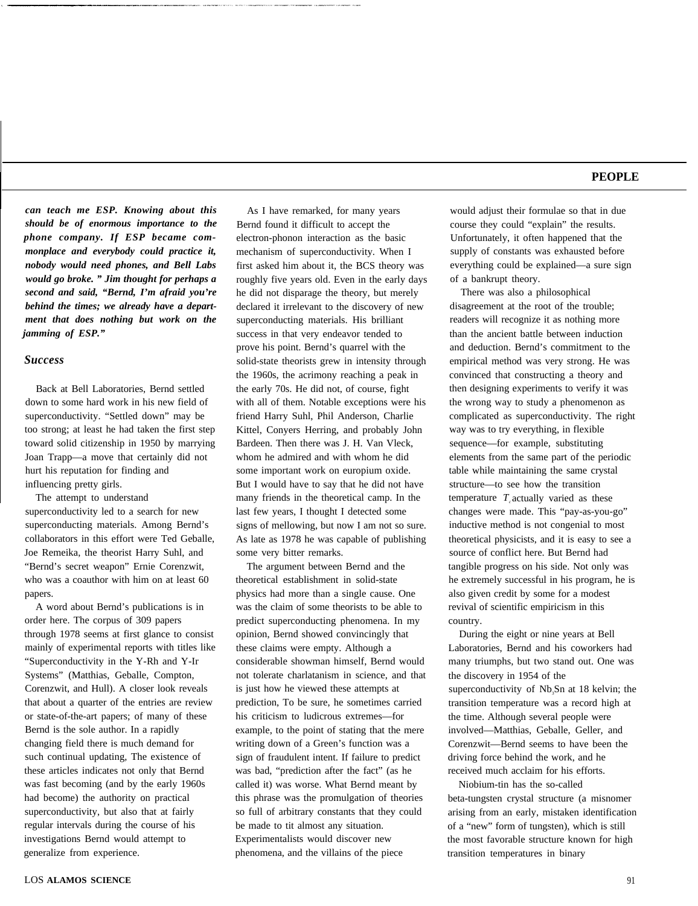***can teach me ESP. Knowing about this should be of enormous importance to the phone company. If ESP became commonplace and everybody could practice it, nobody would need phones, and Bell Labs would go broke. " Jim thought for perhaps a second and said, "Bernd, I'm afraid you're behind the times; we already have a department that does nothing but work on the jamming of ESP."***

### Success

Back at Bell Laboratories, Bernd settled down to some hard work in his new field of superconductivity. "Settled down" may be too strong; at least he had taken the first step toward solid citizenship in 1950 by marrying Joan Trapp—a move that certainly did not hurt his reputation for finding and influencing pretty girls.

The attempt to understand superconductivity led to a search for new superconducting materials. Among Bernd's collaborators in this effort were Ted Geballe, Joe Remeika, the theorist Harry Suhl, and "Bernd's secret weapon" Ernie Corenzwit, who was a coauthor with him on at least 60 papers.

A word about Bernd's publications is in order here. The corpus of 309 papers through 1978 seems at first glance to consist mainly of experimental reports with titles like "Superconductivity in the Y-Rh and Y-Ir Systems" (Matthias, Geballe, Compton, Corenzwit, and Hull). A closer look reveals that about a quarter of the entries are review or state-of-the-art papers; of many of these Bernd is the sole author. In a rapidly changing field there is much demand for such continual updating, The existence of these articles indicates not only that Bernd was fast becoming (and by the early 1960s had become) the authority on practical superconductivity, but also that at fairly regular intervals during the course of his investigations Bernd would attempt to generalize from experience.

As I have remarked, for many years Bernd found it difficult to accept the electron-phonon interaction as the basic mechanism of superconductivity. When I first asked him about it, the BCS theory was roughly five years old. Even in the early days he did not disparage the theory, but merely declared it irrelevant to the discovery of new superconducting materials. His brilliant success in that very endeavor tended to prove his point. Bernd's quarrel with the solid-state theorists grew in intensity through the 1960s, the acrimony reaching a peak in the early 70s. He did not, of course, fight with all of them. Notable exceptions were his friend Harry Suhl, Phil Anderson, Charlie Kittel, Conyers Herring, and probably John Bardeen. Then there was J. H. Van Vleck, whom he admired and with whom he did some important work on europium oxide. But I would have to say that he did not have many friends in the theoretical camp. In the last few years, I thought I detected some signs of mellowing, but now I am not so sure. As late as 1978 he was capable of publishing some very bitter remarks.

The argument between Bernd and the theoretical establishment in solid-state physics had more than a single cause. One was the claim of some theorists to be able to predict superconducting phenomena. In my opinion, Bernd showed convincingly that these claims were empty. Although a considerable showman himself, Bernd would not tolerate charlatanism in science, and that is just how he viewed these attempts at prediction, To be sure, he sometimes carried his criticism to ludicrous extremes—for example, to the point of stating that the mere writing down of a Green's function was a sign of fraudulent intent. If failure to predict was bad, "prediction after the fact" (as he called it) was worse. What Bernd meant by this phrase was the promulgation of theories so full of arbitrary constants that they could be made to tit almost any situation. Experimentalists would discover new phenomena, and the villains of the piece would adjust their formulae so that in due course they could "explain" the results. Unfortunately, it often happened that the supply of constants was exhausted before everything could be explained—a sure sign of a bankrupt theory.

There was also a philosophical disagreement at the root of the trouble; readers will recognize it as nothing more than the ancient battle between induction and deduction. Bernd's commitment to the empirical method was very strong. He was convinced that constructing a theory and then designing experiments to verify it was the wrong way to study a phenomenon as complicated as superconductivity. The right way was to try everything, in flexible sequence—for example, substituting elements from the same part of the periodic table while maintaining the same crystal structure—to see how the transition temperature $T_c$ actually varied as these changes were made. This "pay-as-you-go" inductive method is not congenial to most theoretical physicists, and it is easy to see a source of conflict here. But Bernd had tangible progress on his side. Not only was he extremely successful in his program, he is also given credit by some for a modest revival of scientific empiricism in this country.

During the eight or nine years at Bell Laboratories, Bernd and his coworkers had many triumphs, but two stand out. One was the discovery in 1954 of the superconductivity of $Nb_3Sn$ at 18 kelvin; the transition temperature was a record high at the time. Although several people were involved—Matthias, Geballe, Geller, and Corenzwit—Bernd seems to have been the driving force behind the work, and he received much acclaim for his efforts.

Niobium-tin has the so-called beta-tungsten crystal structure (a misnomer arising from an early, mistaken identification of a "new" form of tungsten), which is still the most favorable structure known for high transition temperatures in binary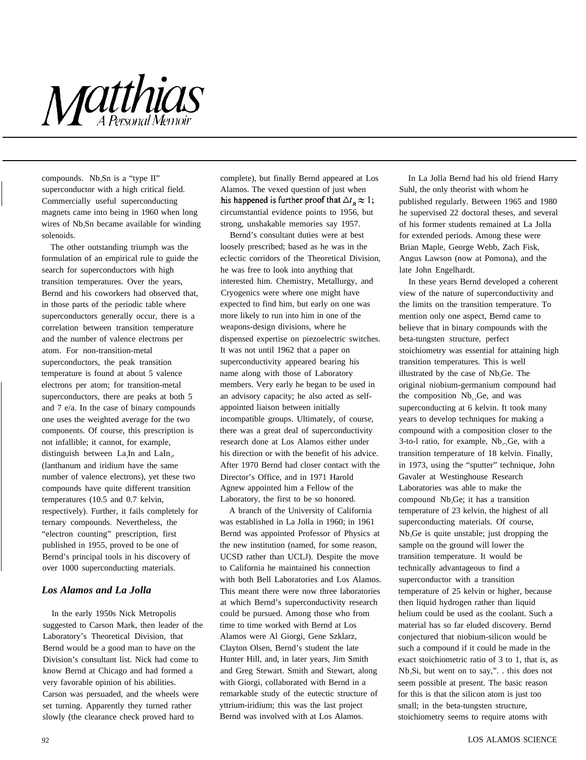# Matthias

## A Personal Memoir

compounds. $Nb_3Sn$ is a "type II" superconductor with a high critical field. Commercially useful superconducting magnets came into being in 1960 when long wires of $Nb_3Sn$ became available for winding solenoids.

The other outstanding triumph was the formulation of an empirical rule to guide the search for superconductors with high transition temperatures. Over the years, Bernd and his coworkers had observed that, in those parts of the periodic table where superconductors generally occur, there is a correlation between transition temperature and the number of valence electrons per atom. For non-transition-metal superconductors, the peak transition temperature is found at about 5 valence electrons per atom; for transition-metal superconductors, there are peaks at both 5 and 7 e/a. In the case of binary compounds one uses the weighted average for the two components. Of course, this prescription is not infallible; it cannot, for example, distinguish between $La_3In$ and $LaIn_3$, (lanthanum and iridium have the same number of valence electrons), yet these two compounds have quite different transition temperatures (10.5 and 0.7 kelvin, respectively). Further, it fails completely for ternary compounds. Nevertheless, the "electron counting" prescription, first published in 1955, proved to be one of Bernd's principal tools in his discovery of over 1000 superconducting materials.

### Los Alamos and La Jolla

In the early 1950s Nick Metropolis suggested to Carson Mark, then leader of the Laboratory's Theoretical Division, that Bernd would be a good man to have on the Division's consultant list. Nick had come to know Bernd at Chicago and had formed a very favorable opinion of his abilities. Carson was persuaded, and the wheels were set turning. Apparently they turned rather slowly (the clearance check proved hard to complete), but finally Bernd appeared at Los Alamos. The vexed question of just when this happened is further proof that $\Delta t_R \approx 1$; circumstantial evidence points to 1956, but strong, unshakable memories say 1957.

Bernd's consultant duties were at best loosely prescribed; based as he was in the eclectic corridors of the Theoretical Division, he was free to look into anything that interested him. Chemistry, Metallurgy, and Cryogenics were where one might have expected to find him, but early on one was more likely to run into him in one of the weapons-design divisions, where he dispensed expertise on piezoelectric switches. It was not until 1962 that a paper on superconductivity appeared bearing his name along with those of Laboratory members. Very early he began to be used in an advisory capacity; he also acted as self-appointed liaison between initially incompatible groups. Ultimately, of course, there was a great deal of superconductivity research done at Los Alamos either under his direction or with the benefit of his advice. After 1970 Bernd had closer contact with the Director's Office, and in 1971 Harold Agnew appointed him a Fellow of the Laboratory, the first to be so honored.

A branch of the University of California was established in La Jolla in 1960; in 1961 Bernd was appointed Professor of Physics at the new institution (named, for some reason, UCSD rather than UCLJ). Despite the move to California he maintained his connection with both Bell Laboratories and Los Alamos. This meant there were now three laboratories at which Bernd's superconductivity research could be pursued. Among those who from time to time worked with Bernd at Los Alamos were Al Giorgi, Gene Szklarz, Clayton Olsen, Bernd's student the late Hunter Hill, and, in later years, Jim Smith and Greg Stewart. Smith and Stewart, along with Giorgi, collaborated with Bernd in a remarkable study of the eutectic structure of yttrium-iridium; this was the last project Bernd was involved with at Los Alamos.

In La Jolla Bernd had his old friend Harry Suhl, the only theorist with whom he published regularly. Between 1965 and 1980 he supervised 22 doctoral theses, and several of his former students remained at La Jolla for extended periods. Among these were Brian Maple, George Webb, Zach Fisk, Angus Lawson (now at Pomona), and the late John Engelhardt.

In these years Bernd developed a coherent view of the nature of superconductivity and the limits on the transition temperature. To mention only one aspect, Bernd came to believe that in binary compounds with the beta-tungsten structure, perfect stoichiometry was essential for attaining high transition temperatures. This is well illustrated by the case of $Nb_3Ge$. The original niobium-germanium compound had the composition $Nb_{3.3}Ge$, and was superconducting at 6 kelvin. It took many years to develop techniques for making a compound with a composition closer to the 3-to-l ratio, for example, $Nb_{3.1}Ge$, with a transition temperature of 18 kelvin. Finally, in 1973, using the "sputter" technique, John Gavaler at Westinghouse Research Laboratories was able to make the compound $Nb_3Ge$; it has a transition temperature of 23 kelvin, the highest of all superconducting materials. Of course, $Nb_3Ge$ is quite unstable; just dropping the sample on the ground will lower the transition temperature. It would be technically advantageous to find a superconductor with a transition temperature of 25 kelvin or higher, because then liquid hydrogen rather than liquid helium could be used as the coolant. Such a material has so far eluded discovery. Bernd conjectured that niobium-silicon would be such a compound if it could be made in the exact stoichiometric ratio of 3 to 1, that is, as $Nb_3Si$, but went on to say,". . this does not seem possible at present. The basic reason for this is that the silicon atom is just too small; in the beta-tungsten structure, stoichiometry seems to require atoms with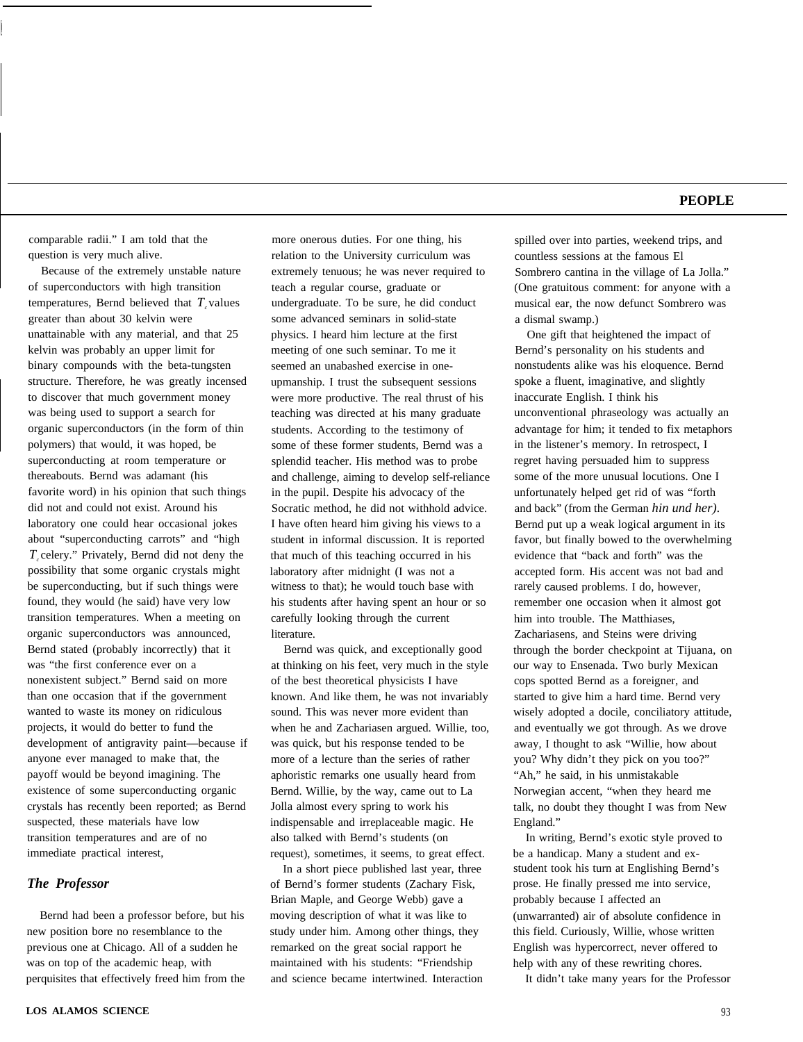comparable radii." I am told that the question is very much alive.

Because of the extremely unstable nature of superconductors with high transition temperatures, Bernd believed that $T_c$ values greater than about 30 kelvin were unattainable with any material, and that 25 kelvin was probably an upper limit for binary compounds with the beta-tungsten structure. Therefore, he was greatly incensed to discover that much government money was being used to support a search for organic superconductors (in the form of thin polymers) that would, it was hoped, be superconducting at room temperature or thereabouts. Bernd was adamant (his favorite word) in his opinion that such things did not and could not exist. Around his laboratory one could hear occasional jokes about "superconducting carrots" and "high $T_c$ celery." Privately, Bernd did not deny the possibility that some organic crystals might be superconducting, but if such things were found, they would (he said) have very low transition temperatures. When a meeting on organic superconductors was announced, Bernd stated (probably incorrectly) that it was "the first conference ever on a nonexistent subject." Bernd said on more than one occasion that if the government wanted to waste its money on ridiculous projects, it would do better to fund the development of antigravity paint—because if anyone ever managed to make that, the payoff would be beyond imagining. The existence of some superconducting organic crystals has recently been reported; as Bernd suspected, these materials have low transition temperatures and are of no immediate practical interest,

### *The Professor*

Bernd had been a professor before, but his new position bore no resemblance to the previous one at Chicago. All of a sudden he was on top of the academic heap, with perquisites that effectively freed him from the more onerous duties. For one thing, his relation to the University curriculum was extremely tenuous; he was never required to teach a regular course, graduate or undergraduate. To be sure, he did conduct some advanced seminars in solid-state physics. I heard him lecture at the first meeting of one such seminar. To me it seemed an unabashed exercise in one-upmanship. I trust the subsequent sessions were more productive. The real thrust of his teaching was directed at his many graduate students. According to the testimony of some of these former students, Bernd was a splendid teacher. His method was to probe and challenge, aiming to develop self-reliance in the pupil. Despite his advocacy of the Socratic method, he did not withhold advice. I have often heard him giving his views to a student in informal discussion. It is reported that much of this teaching occurred in his laboratory after midnight (I was not a witness to that); he would touch base with his students after having spent an hour or so carefully looking through the current literature.

Bernd was quick, and exceptionally good at thinking on his feet, very much in the style of the best theoretical physicists I have known. And like them, he was not invariably sound. This was never more evident than when he and Zachariasen argued. Willie, too, was quick, but his response tended to be more of a lecture than the series of rather aphoristic remarks one usually heard from Bernd. Willie, by the way, came out to La Jolla almost every spring to work his indispensable and irreplaceable magic. He also talked with Bernd's students (on request), sometimes, it seems, to great effect.

In a short piece published last year, three of Bernd's former students (Zachary Fisk, Brian Maple, and George Webb) gave a moving description of what it was like to study under him. Among other things, they remarked on the great social rapport he maintained with his students: "Friendship and science became intertwined. Interaction spilled over into parties, weekend trips, and countless sessions at the famous El Sombrero cantina in the village of La Jolla." (One gratuitous comment: for anyone with a musical ear, the now defunct Sombrero was a dismal swamp.)

One gift that heightened the impact of Bernd's personality on his students and nonstudents alike was his eloquence. Bernd spoke a fluent, imaginative, and slightly inaccurate English. I think his unconventional phraseology was actually an advantage for him; it tended to fix metaphors in the listener's memory. In retrospect, I regret having persuaded him to suppress some of the more unusual locutions. One I unfortunately helped get rid of was "forth and back" (from the German *hin und her).* Bernd put up a weak logical argument in its favor, but finally bowed to the overwhelming evidence that "back and forth" was the accepted form. His accent was not bad and rarely caused problems. I do, however, remember one occasion when it almost got him into trouble. The Matthiases, Zachariasens, and Steins were driving through the border checkpoint at Tijuana, on our way to Ensenada. Two burly Mexican cops spotted Bernd as a foreigner, and started to give him a hard time. Bernd very wisely adopted a docile, conciliatory attitude, and eventually we got through. As we drove away, I thought to ask "Willie, how about you? Why didn't they pick on you too?" "Ah," he said, in his unmistakable Norwegian accent, "when they heard me talk, no doubt they thought I was from New England."

In writing, Bernd's exotic style proved to be a handicap. Many a student and ex-student took his turn at Englishing Bernd's prose. He finally pressed me into service, probably because I affected an (unwarranted) air of absolute confidence in this field. Curiously, Willie, whose written English was hypercorrect, never offered to help with any of these rewriting chores.

It didn't take many years for the Professor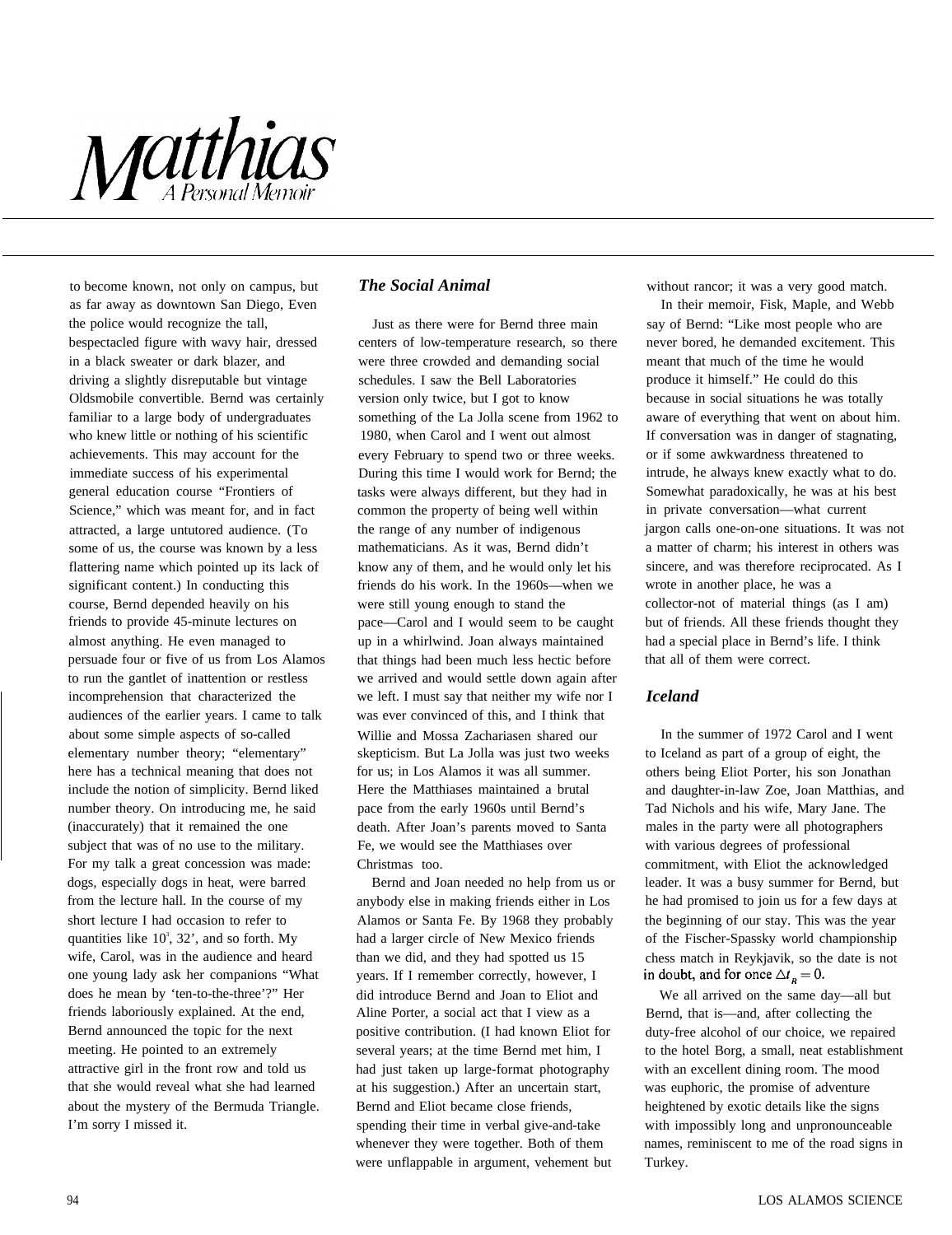to become known, not only on campus, but as far away as downtown San Diego, Even the police would recognize the tall, bespectacled figure with wavy hair, dressed in a black sweater or dark blazer, and driving a slightly disreputable but vintage Oldsmobile convertible. Bernd was certainly familiar to a large body of undergraduates who knew little or nothing of his scientific achievements. This may account for the immediate success of his experimental general education course "Frontiers of Science," which was meant for, and in fact attracted, a large untutored audience. (To some of us, the course was known by a less flattering name which pointed up its lack of significant content.) In conducting this course, Bernd depended heavily on his friends to provide 45-minute lectures on almost anything. He even managed to persuade four or five of us from Los Alamos to run the gantlet of inattention or restless incomprehension that characterized the audiences of the earlier years. I came to talk about some simple aspects of so-called elementary number theory; "elementary" here has a technical meaning that does not include the notion of simplicity. Bernd liked number theory. On introducing me, he said (inaccurately) that it remained the one subject that was of no use to the military. For my talk a great concession was made: dogs, especially dogs in heat, were barred from the lecture hall. In the course of my short lecture I had occasion to refer to quantities like $10^3$, 32', and so forth. My wife, Carol, was in the audience and heard one young lady ask her companions "What does he mean by 'ten-to-the-three'?" Her friends laboriously explained. At the end, Bernd announced the topic for the next meeting. He pointed to an extremely attractive girl in the front row and told us that she would reveal what she had learned about the mystery of the Bermuda Triangle. I'm sorry I missed it.

## *The Social Animal*

Just as there were for Bernd three main centers of low-temperature research, so there were three crowded and demanding social schedules. I saw the Bell Laboratories version only twice, but I got to know something of the La Jolla scene from 1962 to 1980, when Carol and I went out almost every February to spend two or three weeks. During this time I would work for Bernd; the tasks were always different, but they had in common the property of being well within the range of any number of indigenous mathematicians. As it was, Bernd didn't know any of them, and he would only let his friends do his work. In the 1960s—when we were still young enough to stand the pace—Carol and I would seem to be caught up in a whirlwind. Joan always maintained that things had been much less hectic before we arrived and would settle down again after we left. I must say that neither my wife nor I was ever convinced of this, and I think that Willie and Mossa Zachariasen shared our skepticism. But La Jolla was just two weeks for us; in Los Alamos it was all summer. Here the Matthiases maintained a brutal pace from the early 1960s until Bernd's death. After Joan's parents moved to Santa Fe, we would see the Matthiases over Christmas too.

Bernd and Joan needed no help from us or anybody else in making friends either in Los Alamos or Santa Fe. By 1968 they probably had a larger circle of New Mexico friends than we did, and they had spotted us 15 years. If I remember correctly, however, I did introduce Bernd and Joan to Eliot and Aline Porter, a social act that I view as a positive contribution. (I had known Eliot for several years; at the time Bernd met him, I had just taken up large-format photography at his suggestion.) After an uncertain start, Bernd and Eliot became close friends, spending their time in verbal give-and-take whenever they were together. Both of them were unflappable in argument, vehement but without rancor; it was a very good match.

In their memoir, Fisk, Maple, and Webb say of Bernd: "Like most people who are never bored, he demanded excitement. This meant that much of the time he would produce it himself." He could do this because in social situations he was totally aware of everything that went on about him. If conversation was in danger of stagnating, or if some awkwardness threatened to intrude, he always knew exactly what to do. Somewhat paradoxically, he was at his best in private conversation—what current jargon calls one-on-one situations. It was not a matter of charm; his interest in others was sincere, and was therefore reciprocated. As I wrote in another place, he was a collector-not of material things (as I am) but of friends. All these friends thought they had a special place in Bernd's life. I think that all of them were correct.

## *Iceland*

In the summer of 1972 Carol and I went to Iceland as part of a group of eight, the others being Eliot Porter, his son Jonathan and daughter-in-law Zoe, Joan Matthias, and Tad Nichols and his wife, Mary Jane. The males in the party were all photographers with various degrees of professional commitment, with Eliot the acknowledged leader. It was a busy summer for Bernd, but he had promised to join us for a few days at the beginning of our stay. This was the year of the Fischer-Spassky world championship chess match in Reykjavik, so the date is not in doubt, and for once $\Delta t_R = 0$.

We all arrived on the same day—all but Bernd, that is—and, after collecting the duty-free alcohol of our choice, we repaired to the hotel Borg, a small, neat establishment with an excellent dining room. The mood was euphoric, the promise of adventure heightened by exotic details like the signs with impossibly long and unpronounceable names, reminiscent to me of the road signs in Turkey.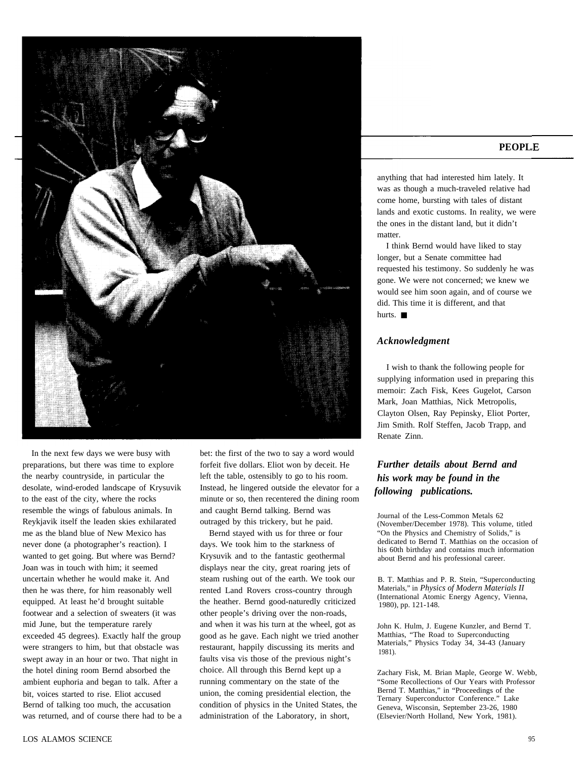In the next few days we were busy with preparations, but there was time to explore the nearby countryside, in particular the desolate, wind-eroded landscape of Krysuvik to the east of the city, where the rocks resemble the wings of fabulous animals. In Reykjavik itself the leaden skies exhilarated me as the bland blue of New Mexico has never done (a photographer's reaction). I wanted to get going. But where was Bernd? Joan was in touch with him; it seemed uncertain whether he would make it. And then he was there, for him reasonably well equipped. At least he'd brought suitable footwear and a selection of sweaters (it was mid June, but the temperature rarely exceeded 45 degrees). Exactly half the group were strangers to him, but that obstacle was swept away in an hour or two. That night in the hotel dining room Bernd absorbed the ambient euphoria and began to talk. After a bit, voices started to rise. Eliot accused Bernd of talking too much, the accusation was returned, and of course there had to be a bet: the first of the two to say a word would forfeit five dollars. Eliot won by deceit. He left the table, ostensibly to go to his room. Instead, he lingered outside the elevator for a minute or so, then recentered the dining room and caught Bernd talking. Bernd was outraged by this trickery, but he paid.

Bernd stayed with us for three or four days. We took him to the starkness of Krysuvik and to the fantastic geothermal displays near the city, great roaring jets of steam rushing out of the earth. We took our rented Land Rovers cross-country through the heather. Bernd good-naturedly criticized other people's driving over the non-roads, and when it was his turn at the wheel, got as good as he gave. Each night we tried another restaurant, happily discussing its merits and faults visa vis those of the previous night's choice. All through this Bernd kept up a running commentary on the state of the union, the coming presidential election, the condition of physics in the United States, the administration of the Laboratory, in short, anything that had interested him lately. It was as though a much-traveled relative had come home, bursting with tales of distant lands and exotic customs. In reality, we were the ones in the distant land, but it didn't matter.

I think Bernd would have liked to stay longer, but a Senate committee had requested his testimony. So suddenly he was gone. We were not concerned; we knew we would see him soon again, and of course we did. This time it is different, and that hurts. ■

### *Acknowledgment*

I wish to thank the following people for supplying information used in preparing this memoir: Zach Fisk, Kees Gugelot, Carson Mark, Joan Matthias, Nick Metropolis, Clayton Olsen, Ray Pepinsky, Eliot Porter, Jim Smith. Rolf Steffen, Jacob Trapp, and Renate Zinn.

### ***Further details about Bernd and his work may be found in the following publications.***

Journal of the Less-Common Metals 62 (November/December 1978). This volume, titled "On the Physics and Chemistry of Solids," is dedicated to Bernd T. Matthias on the occasion of his 60th birthday and contains much information about Bernd and his professional career.

B. T. Matthias and P. R. Stein, "Superconducting Materials," in *Physics of Modern Materials II* (International Atomic Energy Agency, Vienna, 1980), pp. 121-148.

John K. Hulm, J. Eugene Kunzler, and Bernd T. Matthias, "The Road to Superconducting Materials," Physics Today 34, 34-43 (January 1981).

Zachary Fisk, M. Brian Maple, George W. Webb, "Some Recollections of Our Years with Professor Bernd T. Matthias," in "Proceedings of the Ternary Superconductor Conference." Lake Geneva, Wisconsin, September 23-26, 1980 (Elsevier/North Holland, New York, 1981).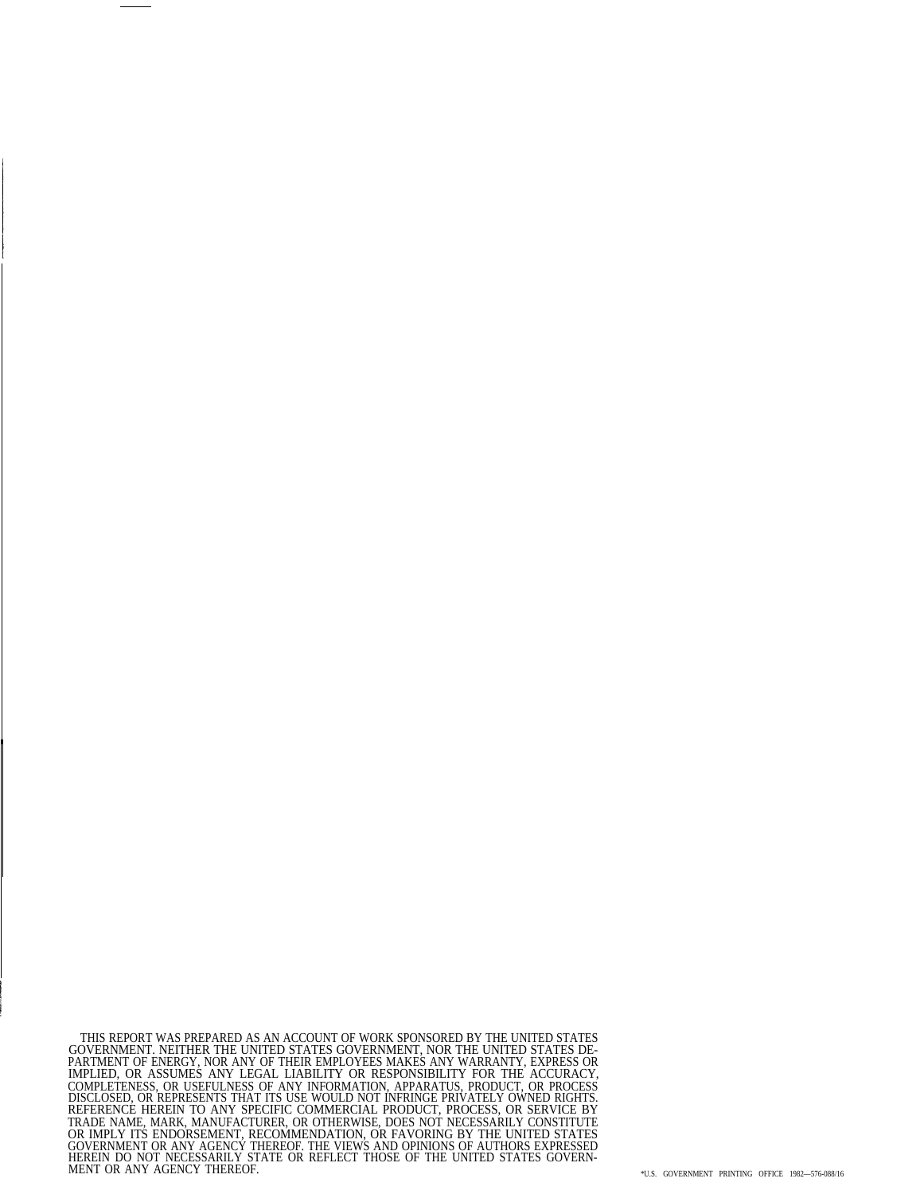THIS REPORT WAS PREPARED AS AN ACCOUNT OF WORK SPONSORED BY THE UNITED STATES GOVERNMENT. NEITHER THE UNITED STATES GOVERNMENT, NOR THE UNITED STATES DEPARTMENT OF ENERGY, NOR ANY OF THEIR EMPLOYEES MAKES ANY WARRANTY, EXPRESS OR IMPLIED, OR ASSUMES ANY LEGAL LIABILITY OR RESPONSIBILITY FOR THE ACCURACY, COMPLETENESS, OR USEFULNESS OF ANY INFORMATION, APPARATUS, PRODUCT, OR PROCESS DISCLOSED, OR REPRESENTS THAT ITS USE WOULD NOT INFRINGE PRIVATELY OWNED RIGHTS. REFERENCE HEREIN TO ANY SPECIFIC COMMERCIAL PRODUCT, PROCESS, OR SERVICE BY TRADE NAME, MARK, MANUFACTURER, OR OTHERWISE, DOES NOT NECESSARILY CONSTITUTE OR IMPLY ITS ENDORSEMENT, RECOMMENDATION, OR FAVORING BY THE UNITED STATES GOVERNMENT OR ANY AGENCY THEREOF. THE VIEWS AND OPINIONS OF AUTHORS EXPRESSED HEREIN DO NOT NECESSARILY STATE OR REFLECT THOSE OF THE UNITED STATES GOVERNMENT OR ANY AGENCY THEREOF.

*U.S. GOVERNMENT PRINTING OFFICE 1982—576-088/16